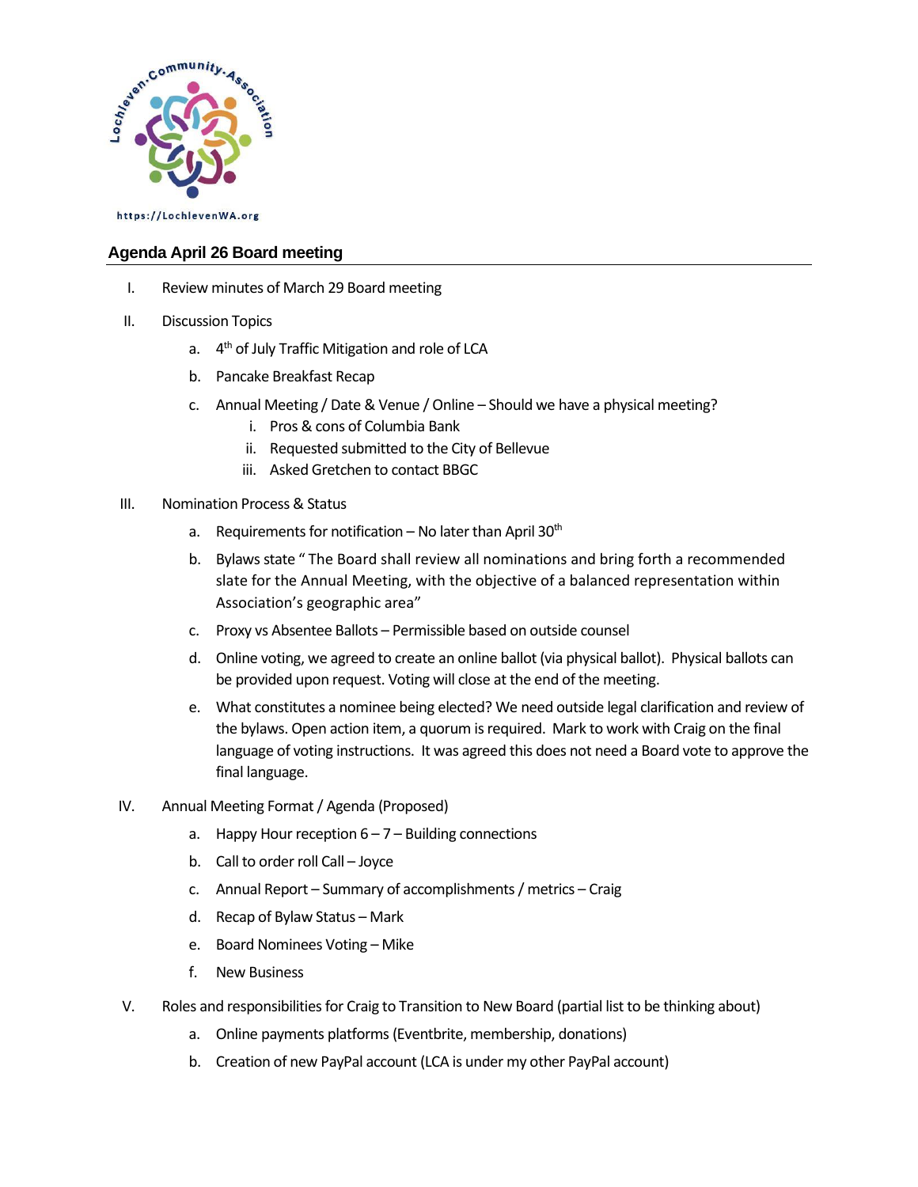Lochleven Community Association

https://LochlevenWA.org

## Agenda April 26 Board meeting

I. Review minutes of March 29 Board meeting

II. Discussion Topics

   a. 4th of July Traffic Mitigation and role of LCA

   b. Pancake Breakfast Recap

   c. Annual Meeting / Date & Venue / Online – Should we have a physical meeting?

      i. Pros & cons of Columbia Bank

      ii. Requested submitted to the City of Bellevue

      iii. Asked Gretchen to contact BBGC

III. Nomination Process & Status

   a. Requirements for notification – No later than April 30th

   b. Bylaws state " The Board shall review all nominations and bring forth a recommended slate for the Annual Meeting, with the objective of a balanced representation within Association's geographic area"

   c. Proxy vs Absentee Ballots – Permissible based on outside counsel

   d. Online voting, we agreed to create an online ballot (via physical ballot). Physical ballots can be provided upon request. Voting will close at the end of the meeting.

   e. What constitutes a nominee being elected? We need outside legal clarification and review of the bylaws. Open action item, a quorum is required. Mark to work with Craig on the final language of voting instructions. It was agreed this does not need a Board vote to approve the final language.

IV. Annual Meeting Format / Agenda (Proposed)

   a. Happy Hour reception 6 – 7 – Building connections

   b. Call to order roll Call – Joyce

   c. Annual Report – Summary of accomplishments / metrics – Craig

   d. Recap of Bylaw Status – Mark

   e. Board Nominees Voting – Mike

   f. New Business

V. Roles and responsibilities for Craig to Transition to New Board (partial list to be thinking about)

   a. Online payments platforms (Eventbrite, membership, donations)

   b. Creation of new PayPal account (LCA is under my other PayPal account)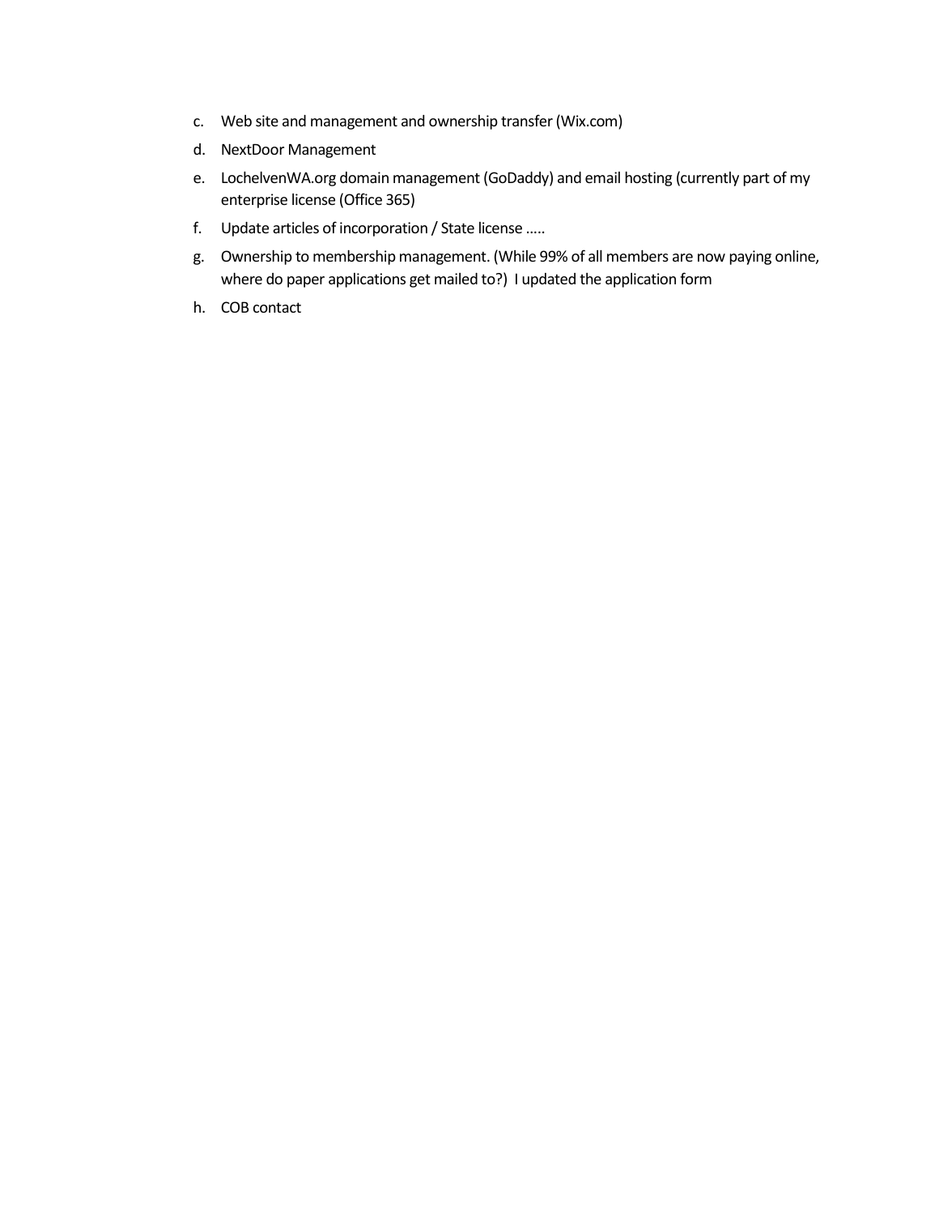c. Web site and management and ownership transfer (Wix.com)
d. NextDoor Management
e. LochelvenWA.org domain management (GoDaddy) and email hosting (currently part of my enterprise license (Office 365)
f. Update articles of incorporation / State license .....
g. Ownership to membership management. (While 99% of all members are now paying online, where do paper applications get mailed to?) I updated the application form
h. COB contact